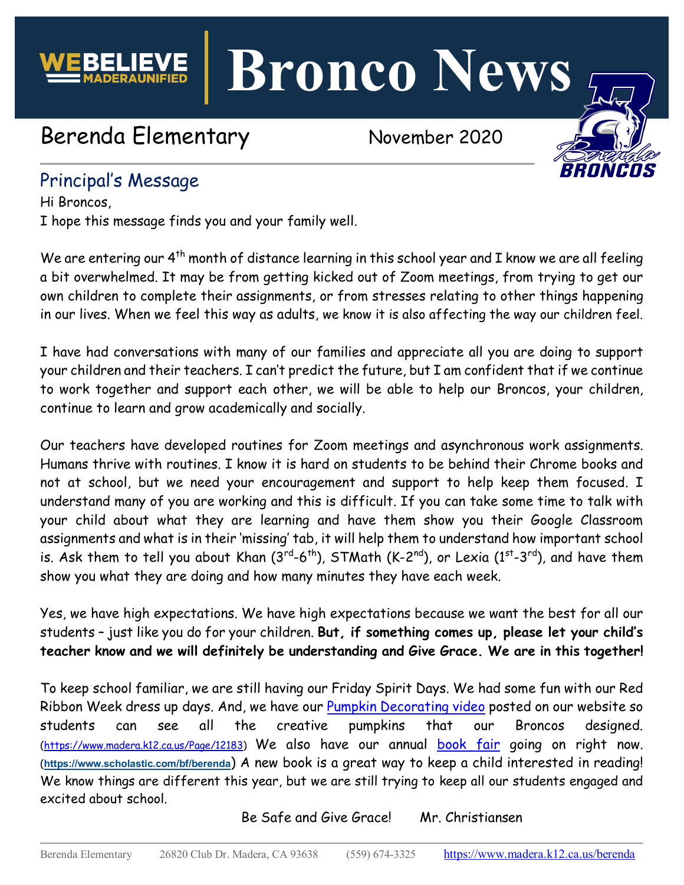# Bronco News

WEBELIEVE MADERAUNIFIED

Berenda Elementary November 2020

## Principal's Message

Hi Broncos,

I hope this message finds you and your family well.

We are entering our 4th month of distance learning in this school year and I know we are all feeling a bit overwhelmed. It may be from getting kicked out of Zoom meetings, from trying to get our own children to complete their assignments, or from stresses relating to other things happening in our lives. When we feel this way as adults, we know it is also affecting the way our children feel.

I have had conversations with many of our families and appreciate all you are doing to support your children and their teachers. I can't predict the future, but I am confident that if we continue to work together and support each other, we will be able to help our Broncos, your children, continue to learn and grow academically and socially.

Our teachers have developed routines for Zoom meetings and asynchronous work assignments. Humans thrive with routines. I know it is hard on students to be behind their Chrome books and not at school, but we need your encouragement and support to help keep them focused. I understand many of you are working and this is difficult. If you can take some time to talk with your child about what they are learning and have them show you their Google Classroom assignments and what is in their 'missing' tab, it will help them to understand how important school is. Ask them to tell you about Khan (3rd-6th), STMath (K-2nd), or Lexia (1st-3rd), and have them show you what they are doing and how many minutes they have each week.

Yes, we have high expectations. We have high expectations because we want the best for all our students – just like you do for your children. **But, if something comes up, please let your child's teacher know and we will definitely be understanding and Give Grace. We are in this together!**

To keep school familiar, we are still having our Friday Spirit Days. We had some fun with our Red Ribbon Week dress up days. And, we have our Pumpkin Decorating video posted on our website so students can see all the creative pumpkins that our Broncos designed. (https://www.madera.k12.ca.us/Page/12183) We also have our annual book fair going on right now. (https://www.scholastic.com/bf/berenda) A new book is a great way to keep a child interested in reading! We know things are different this year, but we are still trying to keep all our students engaged and excited about school.

Be Safe and Give Grace! Mr. Christiansen

Berenda Elementary 26820 Club Dr. Madera, CA 93638 (559) 674-3325 https://www.madera.k12.ca.us/berenda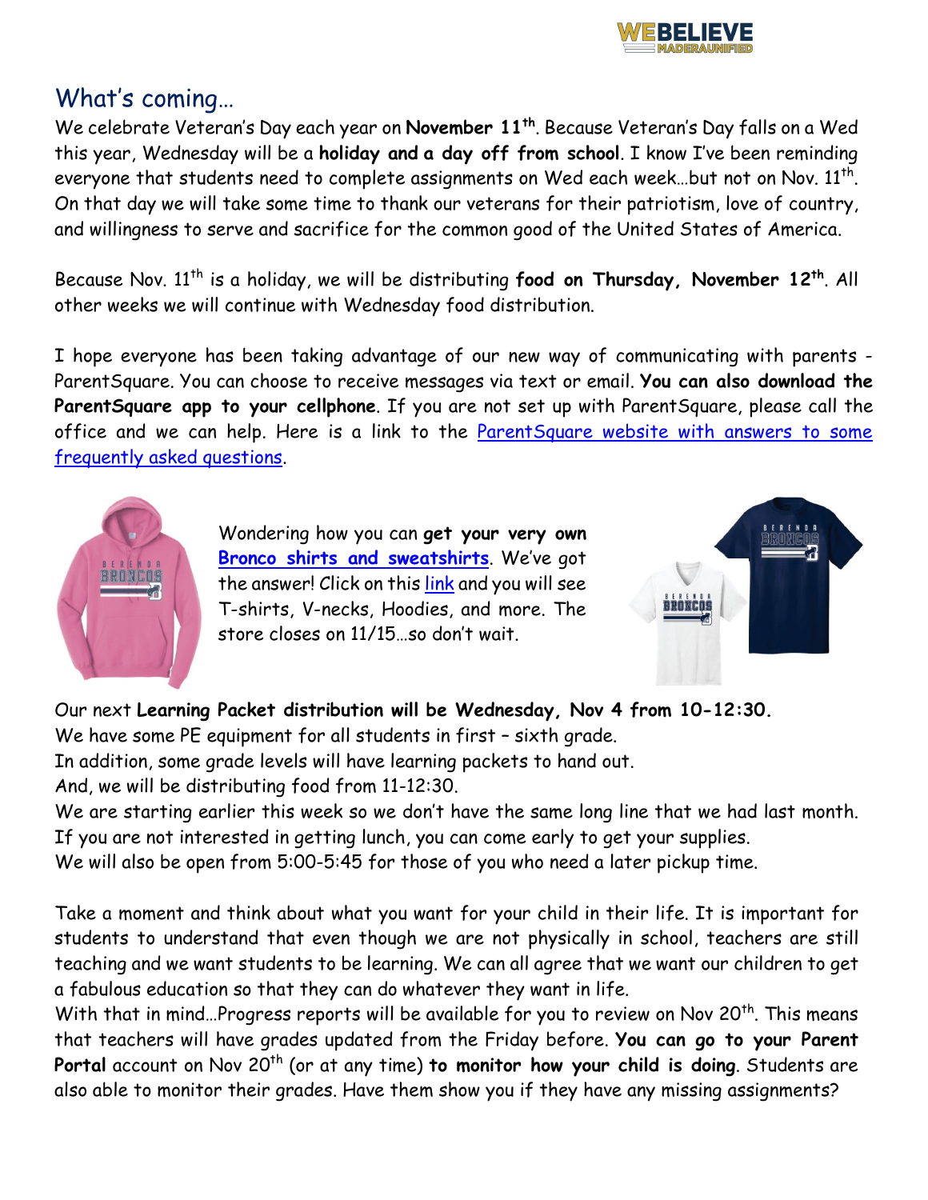## What's coming…

We celebrate Veteran's Day each year on **November 11th**. Because Veteran's Day falls on a Wed this year, Wednesday will be a **holiday and a day off from school**. I know I've been reminding everyone that students need to complete assignments on Wed each week…but not on Nov. 11th. On that day we will take some time to thank our veterans for their patriotism, love of country, and willingness to serve and sacrifice for the common good of the United States of America.

Because Nov. 11th is a holiday, we will be distributing **food on Thursday, November 12th**. All other weeks we will continue with Wednesday food distribution.

I hope everyone has been taking advantage of our new way of communicating with parents - ParentSquare. You can choose to receive messages via text or email. **You can also download the ParentSquare app to your cellphone**. If you are not set up with ParentSquare, please call the office and we can help. Here is a link to the ParentSquare website with answers to some frequently asked questions.

Wondering how you can **get your very own Bronco shirts and sweatshirts**. We've got the answer! Click on this link and you will see T-shirts, V-necks, Hoodies, and more. The store closes on 11/15…so don't wait.

Our next **Learning Packet distribution will be Wednesday, Nov 4 from 10-12:30.**
We have some PE equipment for all students in first – sixth grade.
In addition, some grade levels will have learning packets to hand out.
And, we will be distributing food from 11-12:30.
We are starting earlier this week so we don't have the same long line that we had last month.
If you are not interested in getting lunch, you can come early to get your supplies.
We will also be open from 5:00-5:45 for those of you who need a later pickup time.

Take a moment and think about what you want for your child in their life. It is important for students to understand that even though we are not physically in school, teachers are still teaching and we want students to be learning. We can all agree that we want our children to get a fabulous education so that they can do whatever they want in life.
With that in mind…Progress reports will be available for you to review on Nov 20th. This means that teachers will have grades updated from the Friday before. **You can go to your Parent Portal** account on Nov 20th (or at any time) **to monitor how your child is doing**. Students are also able to monitor their grades. Have them show you if they have any missing assignments?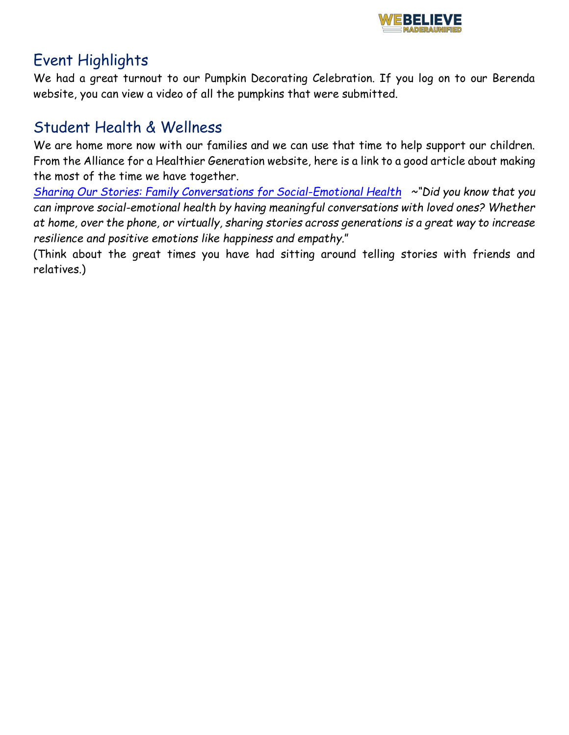## Event Highlights

We had a great turnout to our Pumpkin Decorating Celebration. If you log on to our Berenda website, you can view a video of all the pumpkins that were submitted.

## Student Health & Wellness

We are home more now with our families and we can use that time to help support our children. From the Alliance for a Healthier Generation website, here is a link to a good article about making the most of the time we have together.

*Sharing Our Stories: Family Conversations for Social-Emotional Health* ~*"Did you know that you can improve social-emotional health by having meaningful conversations with loved ones? Whether at home, over the phone, or virtually, sharing stories across generations is a great way to increase resilience and positive emotions like happiness and empathy."*

(Think about the great times you have had sitting around telling stories with friends and relatives.)